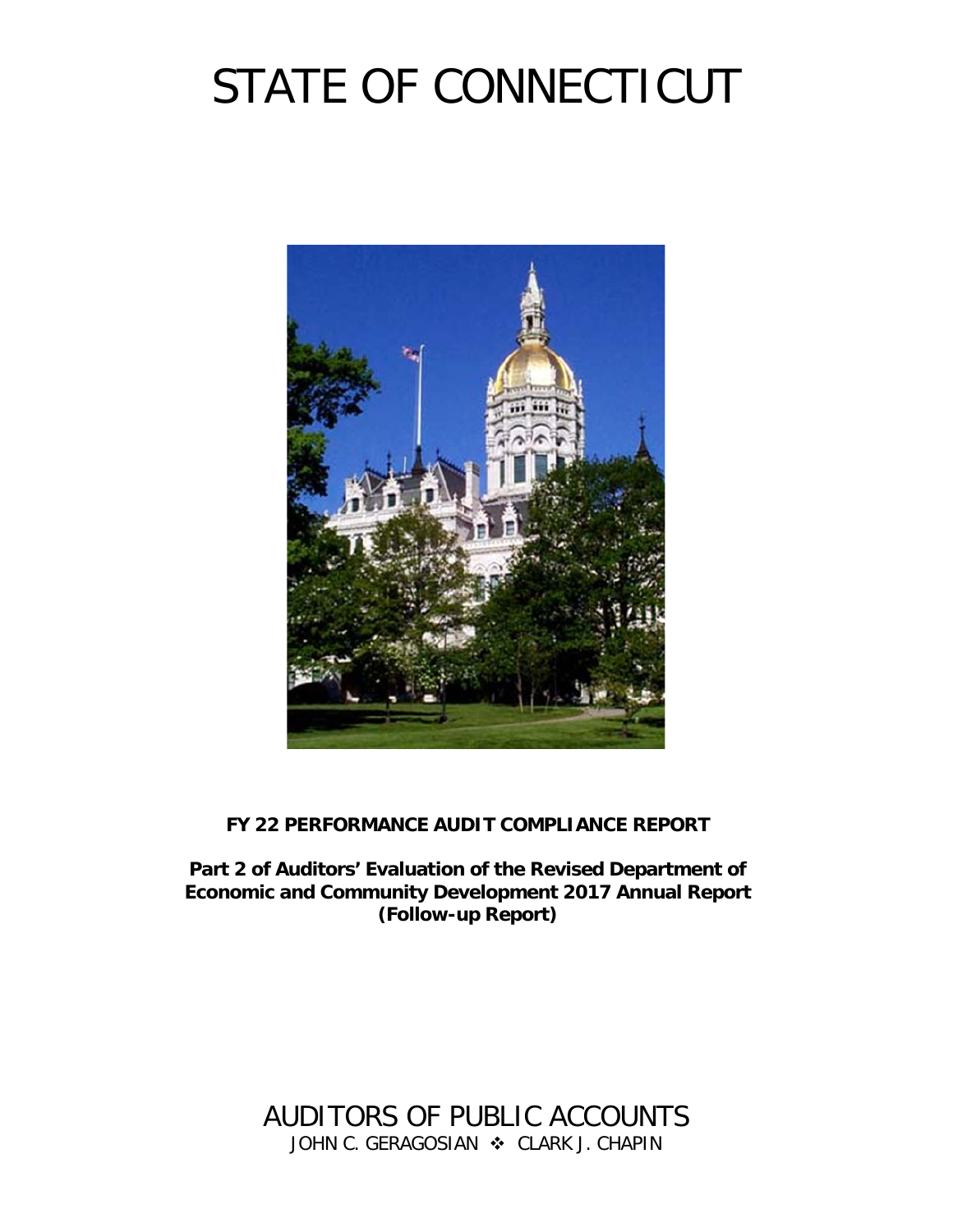# STATE OF CONNECTICUT

**FY 22 PERFORMANCE AUDIT COMPLIANCE REPORT**

**Part 2 of Auditors' Evaluation of the Revised Department of Economic and Community Development 2017 Annual Report (Follow-up Report)**

AUDITORS OF PUBLIC ACCOUNTS

JOHN C. GERAGOSIAN ❖ CLARK J. CHAPIN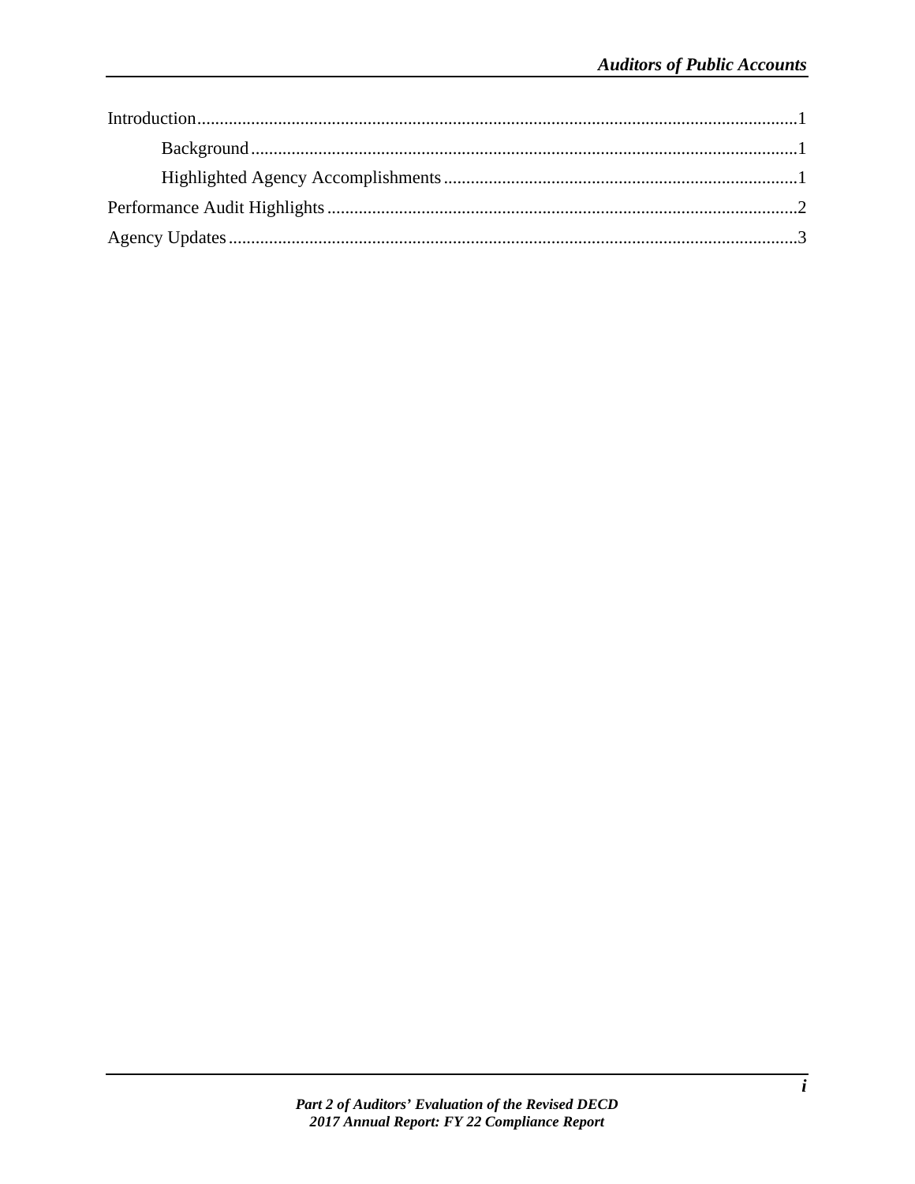Introduction.....1

    Background.....1

    Highlighted Agency Accomplishments.....1

Performance Audit Highlights.....2

Agency Updates.....3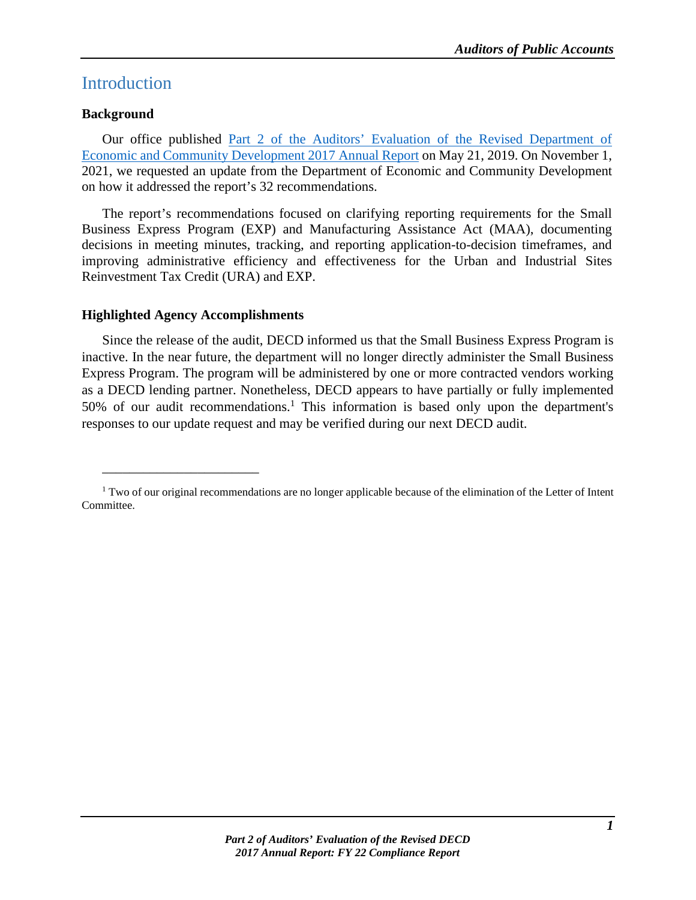# Introduction

### Background

Our office published Part 2 of the Auditors' Evaluation of the Revised Department of Economic and Community Development 2017 Annual Report on May 21, 2019. On November 1, 2021, we requested an update from the Department of Economic and Community Development on how it addressed the report's 32 recommendations.

The report's recommendations focused on clarifying reporting requirements for the Small Business Express Program (EXP) and Manufacturing Assistance Act (MAA), documenting decisions in meeting minutes, tracking, and reporting application-to-decision timeframes, and improving administrative efficiency and effectiveness for the Urban and Industrial Sites Reinvestment Tax Credit (URA) and EXP.

### Highlighted Agency Accomplishments

Since the release of the audit, DECD informed us that the Small Business Express Program is inactive. In the near future, the department will no longer directly administer the Small Business Express Program. The program will be administered by one or more contracted vendors working as a DECD lending partner. Nonetheless, DECD appears to have partially or fully implemented 50% of our audit recommendations.[1] This information is based only upon the department's responses to our update request and may be verified during our next DECD audit.

---

[1] Two of our original recommendations are no longer applicable because of the elimination of the Letter of Intent Committee.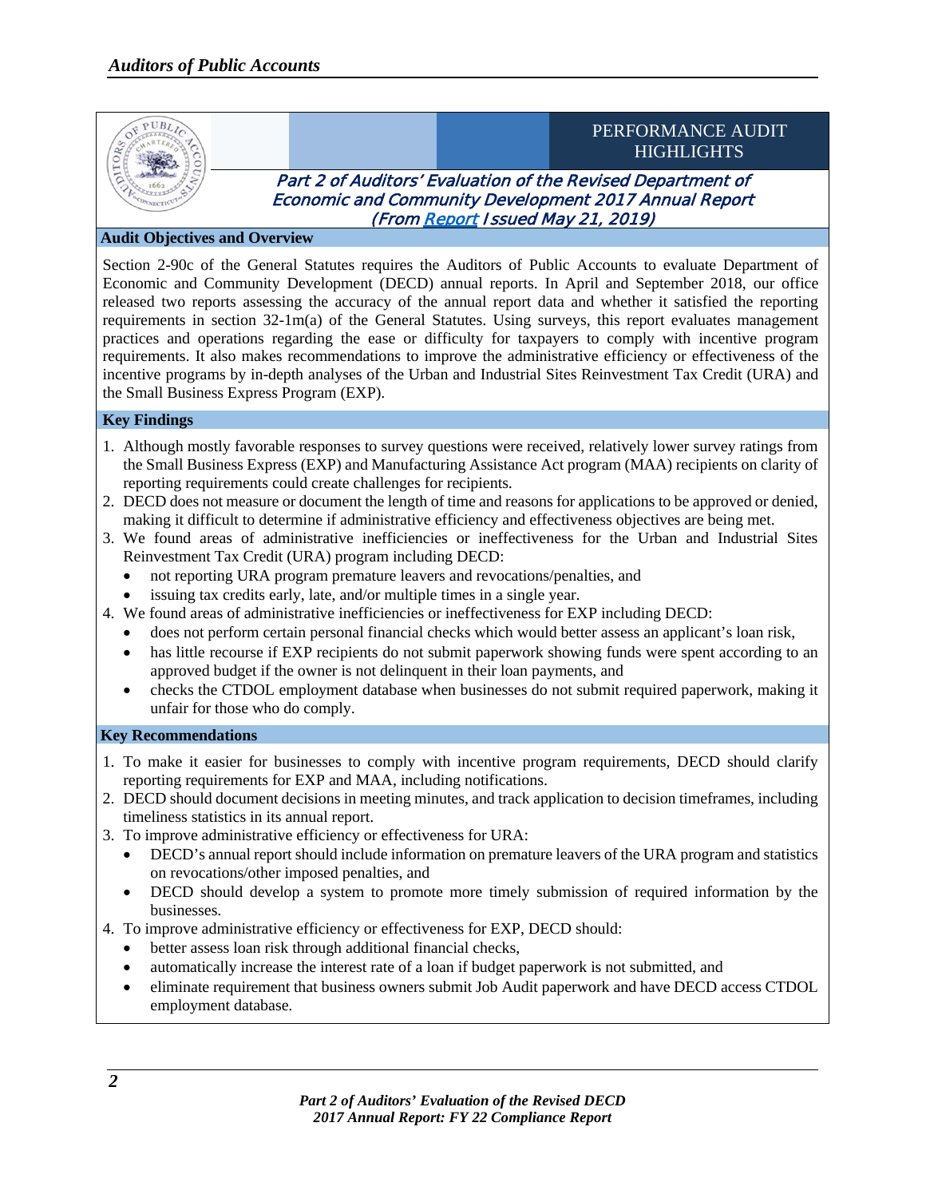# PERFORMANCE AUDIT HIGHLIGHTS

## *Part 2 of Auditors' Evaluation of the Revised Department of Economic and Community Development 2017 Annual Report (From Report Issued May 21, 2019)*

### Audit Objectives and Overview

Section 2-90c of the General Statutes requires the Auditors of Public Accounts to evaluate Department of Economic and Community Development (DECD) annual reports. In April and September 2018, our office released two reports assessing the accuracy of the annual report data and whether it satisfied the reporting requirements in section 32-1m(a) of the General Statutes. Using surveys, this report evaluates management practices and operations regarding the ease or difficulty for taxpayers to comply with incentive program requirements. It also makes recommendations to improve the administrative efficiency or effectiveness of the incentive programs by in-depth analyses of the Urban and Industrial Sites Reinvestment Tax Credit (URA) and the Small Business Express Program (EXP).

### Key Findings

1. Although mostly favorable responses to survey questions were received, relatively lower survey ratings from the Small Business Express (EXP) and Manufacturing Assistance Act program (MAA) recipients on clarity of reporting requirements could create challenges for recipients.
2. DECD does not measure or document the length of time and reasons for applications to be approved or denied, making it difficult to determine if administrative efficiency and effectiveness objectives are being met.
3. We found areas of administrative inefficiencies or ineffectiveness for the Urban and Industrial Sites Reinvestment Tax Credit (URA) program including DECD:
   - not reporting URA program premature leavers and revocations/penalties, and
   - issuing tax credits early, late, and/or multiple times in a single year.
4. We found areas of administrative inefficiencies or ineffectiveness for EXP including DECD:
   - does not perform certain personal financial checks which would better assess an applicant's loan risk,
   - has little recourse if EXP recipients do not submit paperwork showing funds were spent according to an approved budget if the owner is not delinquent in their loan payments, and
   - checks the CTDOL employment database when businesses do not submit required paperwork, making it unfair for those who do comply.

### Key Recommendations

1. To make it easier for businesses to comply with incentive program requirements, DECD should clarify reporting requirements for EXP and MAA, including notifications.
2. DECD should document decisions in meeting minutes, and track application to decision timeframes, including timeliness statistics in its annual report.
3. To improve administrative efficiency or effectiveness for URA:
   - DECD's annual report should include information on premature leavers of the URA program and statistics on revocations/other imposed penalties, and
   - DECD should develop a system to promote more timely submission of required information by the businesses.
4. To improve administrative efficiency or effectiveness for EXP, DECD should:
   - better assess loan risk through additional financial checks,
   - automatically increase the interest rate of a loan if budget paperwork is not submitted, and
   - eliminate requirement that business owners submit Job Audit paperwork and have DECD access CTDOL employment database.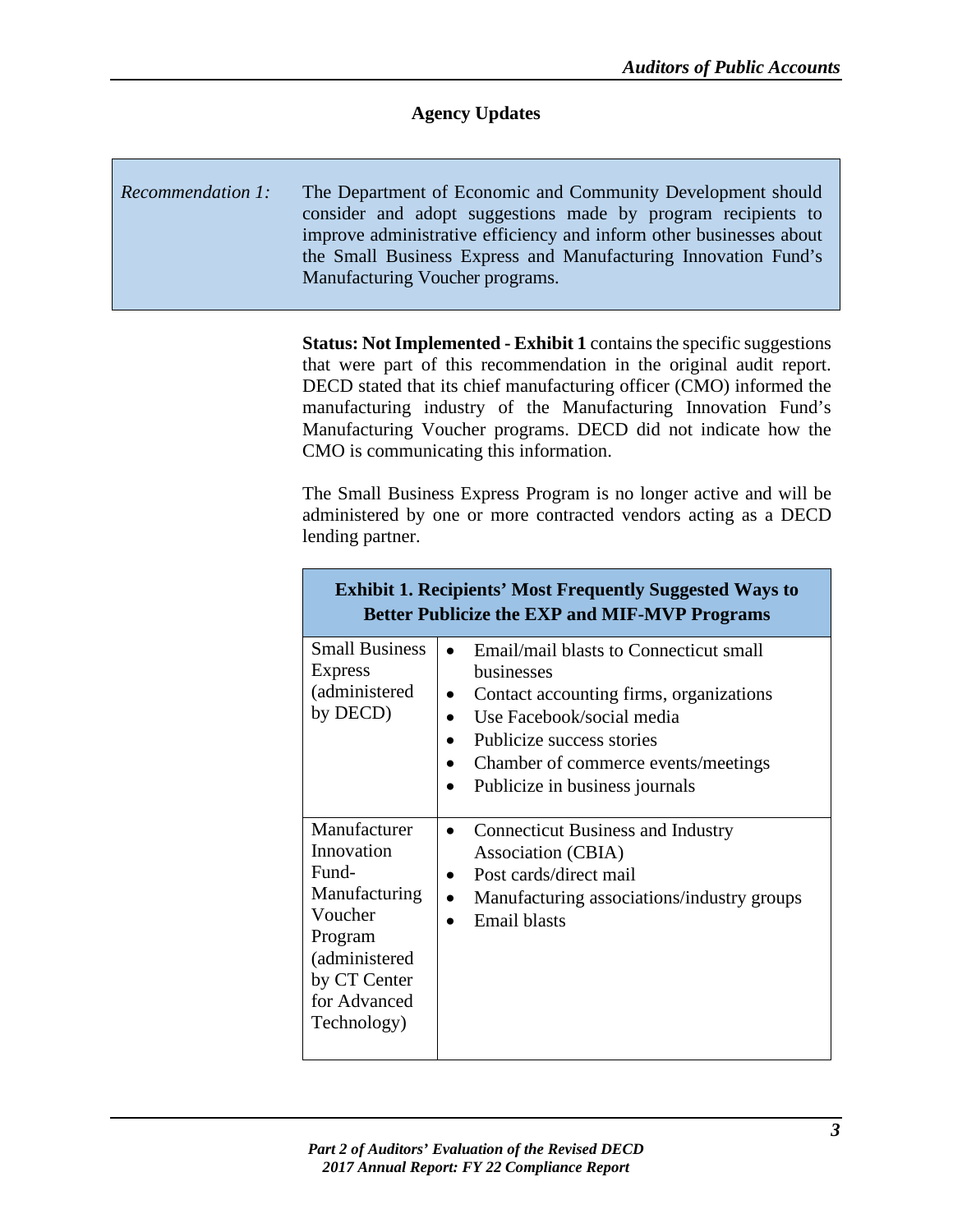## Agency Updates

| *Recommendation 1:* | The Department of Economic and Community Development should consider and adopt suggestions made by program recipients to improve administrative efficiency and inform other businesses about the Small Business Express and Manufacturing Innovation Fund's Manufacturing Voucher programs. |
|---|---|

**Status: Not Implemented - Exhibit 1** contains the specific suggestions that were part of this recommendation in the original audit report. DECD stated that its chief manufacturing officer (CMO) informed the manufacturing industry of the Manufacturing Innovation Fund's Manufacturing Voucher programs. DECD did not indicate how the CMO is communicating this information.

The Small Business Express Program is no longer active and will be administered by one or more contracted vendors acting as a DECD lending partner.

**Exhibit 1. Recipients' Most Frequently Suggested Ways to Better Publicize the EXP and MIF-MVP Programs**

| Program | Suggestions |
|---|---|
| Small Business Express (administered by DECD) | • Email/mail blasts to Connecticut small businesses<br>• Contact accounting firms, organizations<br>• Use Facebook/social media<br>• Publicize success stories<br>• Chamber of commerce events/meetings<br>• Publicize in business journals |
| Manufacturer Innovation Fund- Manufacturing Voucher Program (administered by CT Center for Advanced Technology) | • Connecticut Business and Industry Association (CBIA)<br>• Post cards/direct mail<br>• Manufacturing associations/industry groups<br>• Email blasts |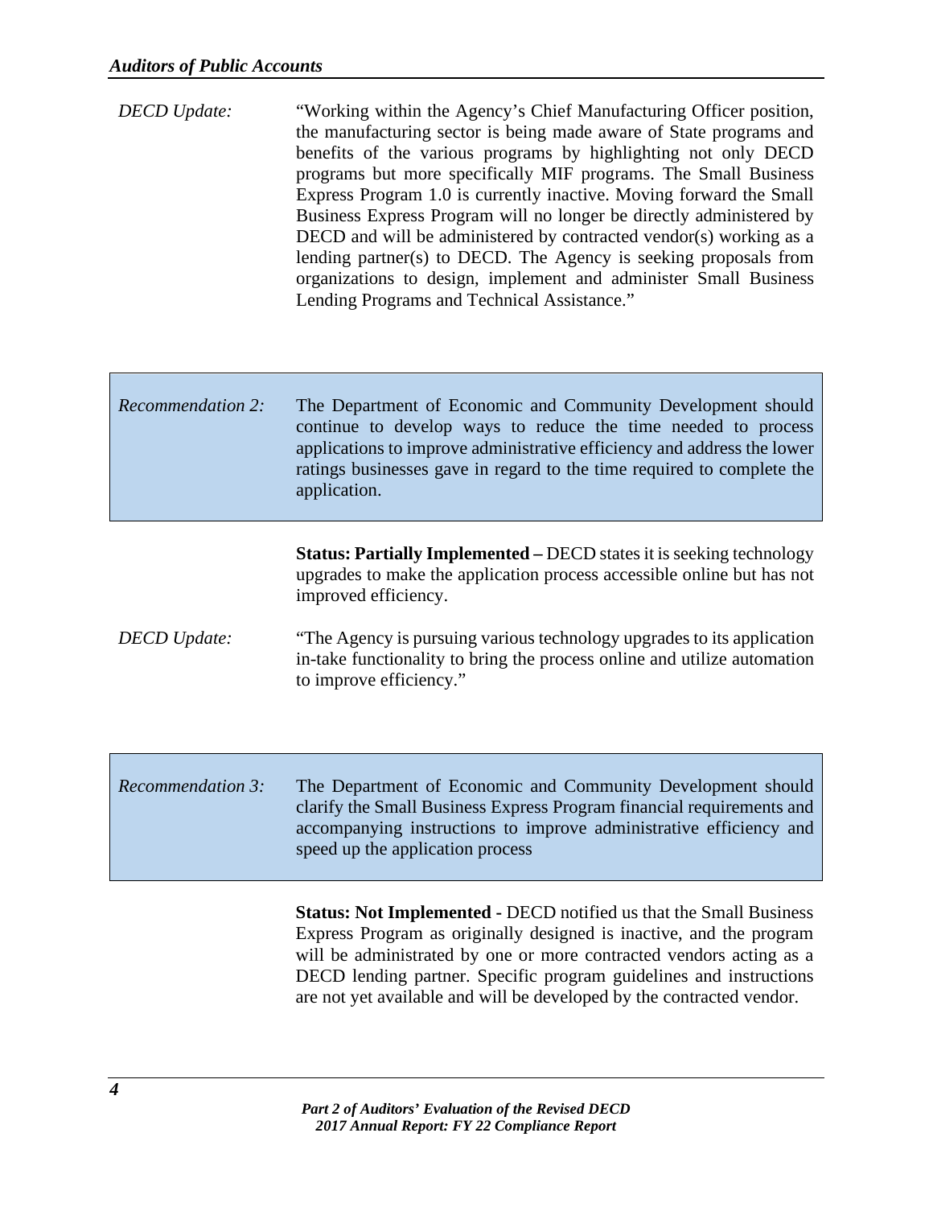*DECD Update:* "Working within the Agency's Chief Manufacturing Officer position, the manufacturing sector is being made aware of State programs and benefits of the various programs by highlighting not only DECD programs but more specifically MIF programs. The Small Business Express Program 1.0 is currently inactive. Moving forward the Small Business Express Program will no longer be directly administered by DECD and will be administered by contracted vendor(s) working as a lending partner(s) to DECD. The Agency is seeking proposals from organizations to design, implement and administer Small Business Lending Programs and Technical Assistance."

*Recommendation 2:* The Department of Economic and Community Development should continue to develop ways to reduce the time needed to process applications to improve administrative efficiency and address the lower ratings businesses gave in regard to the time required to complete the application.

**Status: Partially Implemented –** DECD states it is seeking technology upgrades to make the application process accessible online but has not improved efficiency.

*DECD Update:* "The Agency is pursuing various technology upgrades to its application in-take functionality to bring the process online and utilize automation to improve efficiency."

*Recommendation 3:* The Department of Economic and Community Development should clarify the Small Business Express Program financial requirements and accompanying instructions to improve administrative efficiency and speed up the application process

**Status: Not Implemented -** DECD notified us that the Small Business Express Program as originally designed is inactive, and the program will be administrated by one or more contracted vendors acting as a DECD lending partner. Specific program guidelines and instructions are not yet available and will be developed by the contracted vendor.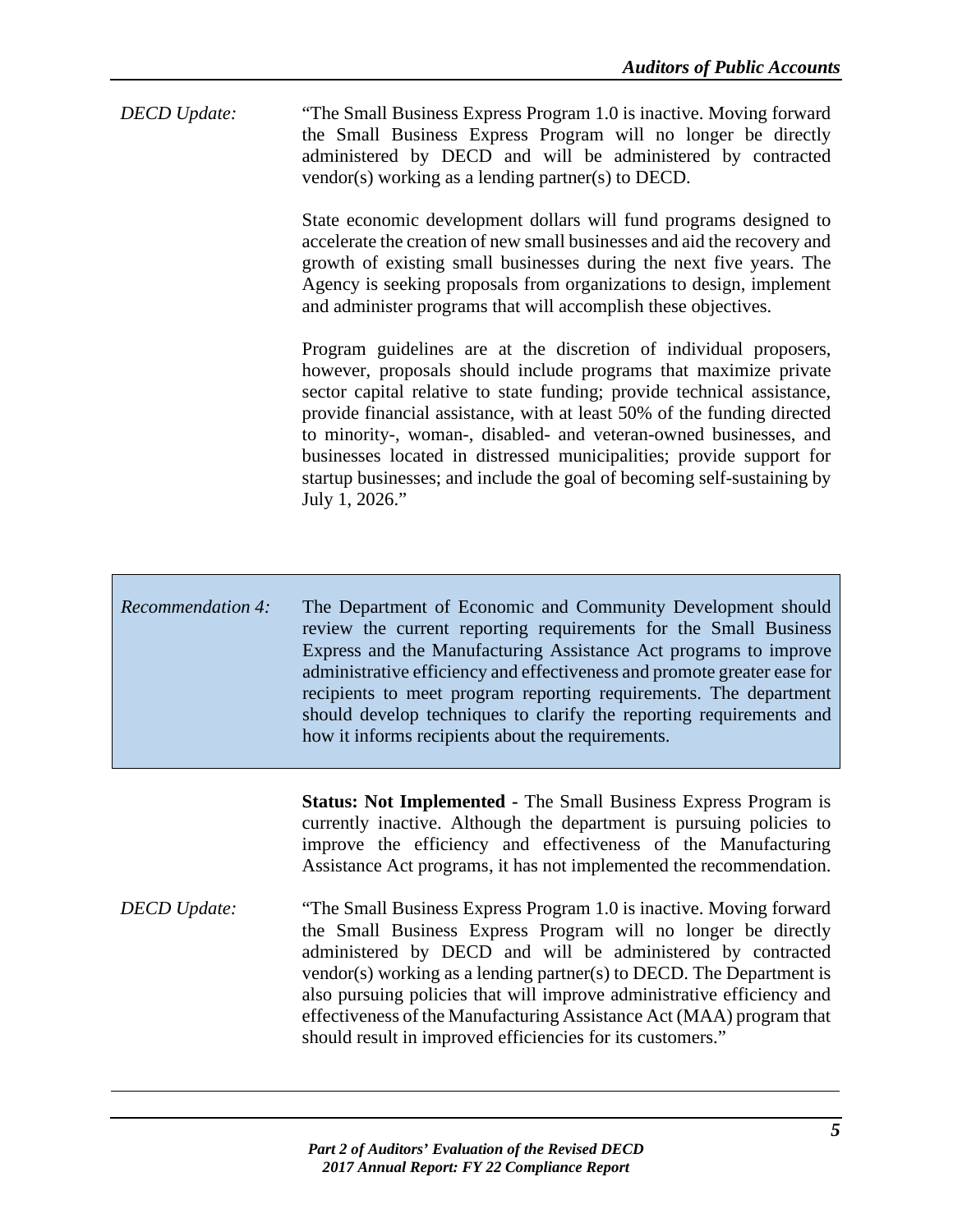*DECD Update:* "The Small Business Express Program 1.0 is inactive. Moving forward the Small Business Express Program will no longer be directly administered by DECD and will be administered by contracted vendor(s) working as a lending partner(s) to DECD.

State economic development dollars will fund programs designed to accelerate the creation of new small businesses and aid the recovery and growth of existing small businesses during the next five years. The Agency is seeking proposals from organizations to design, implement and administer programs that will accomplish these objectives.

Program guidelines are at the discretion of individual proposers, however, proposals should include programs that maximize private sector capital relative to state funding; provide technical assistance, provide financial assistance, with at least 50% of the funding directed to minority-, woman-, disabled- and veteran-owned businesses, and businesses located in distressed municipalities; provide support for startup businesses; and include the goal of becoming self-sustaining by July 1, 2026."

*Recommendation 4:* The Department of Economic and Community Development should review the current reporting requirements for the Small Business Express and the Manufacturing Assistance Act programs to improve administrative efficiency and effectiveness and promote greater ease for recipients to meet program reporting requirements. The department should develop techniques to clarify the reporting requirements and how it informs recipients about the requirements.

**Status: Not Implemented -** The Small Business Express Program is currently inactive. Although the department is pursuing policies to improve the efficiency and effectiveness of the Manufacturing Assistance Act programs, it has not implemented the recommendation.

*DECD Update:* "The Small Business Express Program 1.0 is inactive. Moving forward the Small Business Express Program will no longer be directly administered by DECD and will be administered by contracted vendor(s) working as a lending partner(s) to DECD. The Department is also pursuing policies that will improve administrative efficiency and effectiveness of the Manufacturing Assistance Act (MAA) program that should result in improved efficiencies for its customers."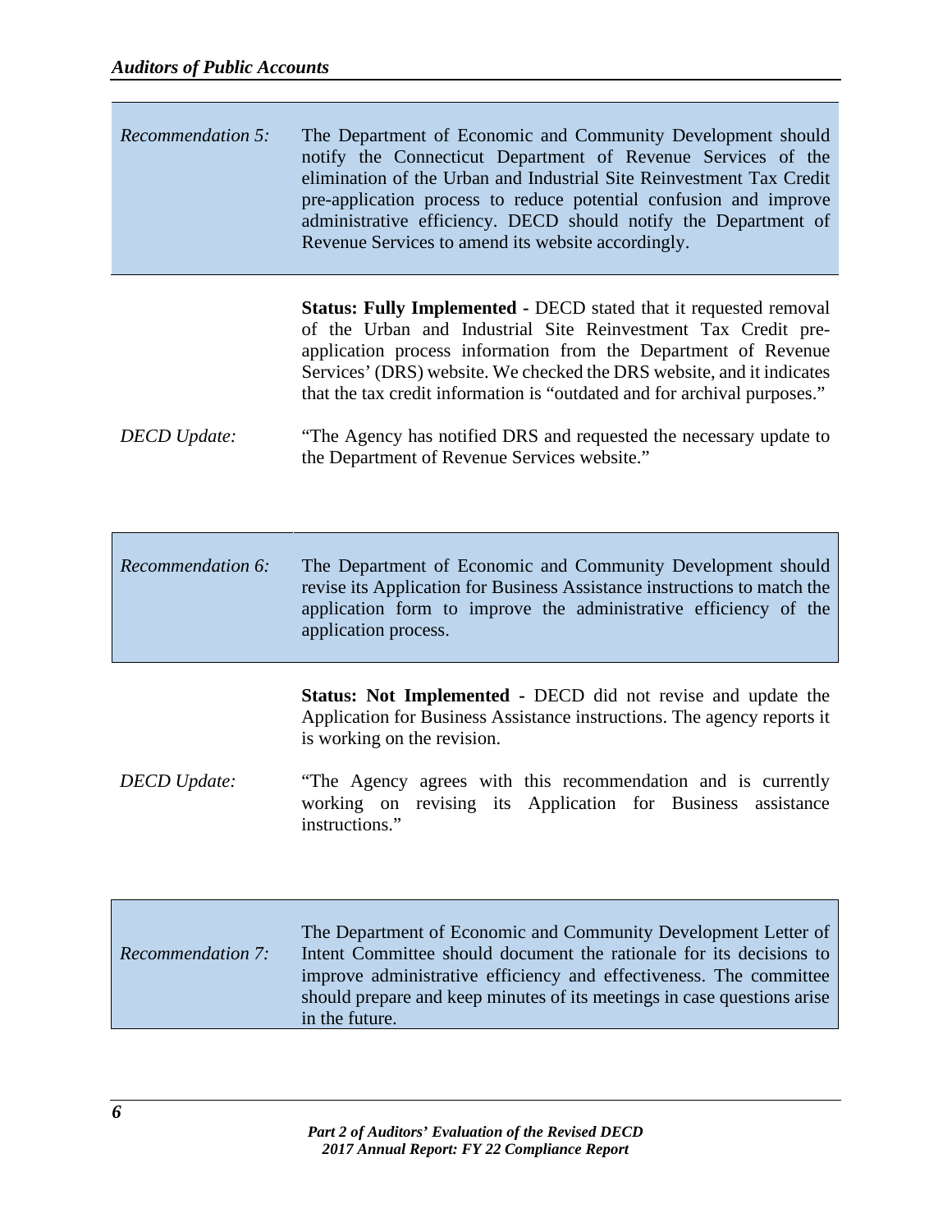*Recommendation 5:* The Department of Economic and Community Development should notify the Connecticut Department of Revenue Services of the elimination of the Urban and Industrial Site Reinvestment Tax Credit pre-application process to reduce potential confusion and improve administrative efficiency. DECD should notify the Department of Revenue Services to amend its website accordingly.

**Status: Fully Implemented** - DECD stated that it requested removal of the Urban and Industrial Site Reinvestment Tax Credit pre-application process information from the Department of Revenue Services' (DRS) website. We checked the DRS website, and it indicates that the tax credit information is "outdated and for archival purposes."

*DECD Update:* "The Agency has notified DRS and requested the necessary update to the Department of Revenue Services website."

*Recommendation 6:* The Department of Economic and Community Development should revise its Application for Business Assistance instructions to match the application form to improve the administrative efficiency of the application process.

**Status: Not Implemented** - DECD did not revise and update the Application for Business Assistance instructions. The agency reports it is working on the revision.

*DECD Update:* "The Agency agrees with this recommendation and is currently working on revising its Application for Business assistance instructions."

*Recommendation 7:* The Department of Economic and Community Development Letter of Intent Committee should document the rationale for its decisions to improve administrative efficiency and effectiveness. The committee should prepare and keep minutes of its meetings in case questions arise in the future.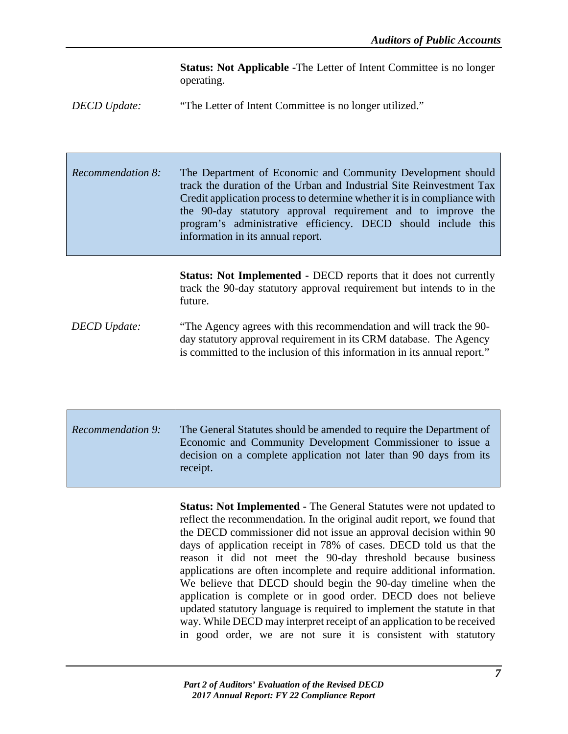**Status: Not Applicable -** The Letter of Intent Committee is no longer operating.

*DECD Update:* "The Letter of Intent Committee is no longer utilized."

*Recommendation 8:* The Department of Economic and Community Development should track the duration of the Urban and Industrial Site Reinvestment Tax Credit application process to determine whether it is in compliance with the 90-day statutory approval requirement and to improve the program's administrative efficiency. DECD should include this information in its annual report.

**Status: Not Implemented -** DECD reports that it does not currently track the 90-day statutory approval requirement but intends to in the future.

*DECD Update:* "The Agency agrees with this recommendation and will track the 90-day statutory approval requirement in its CRM database. The Agency is committed to the inclusion of this information in its annual report."

*Recommendation 9:* The General Statutes should be amended to require the Department of Economic and Community Development Commissioner to issue a decision on a complete application not later than 90 days from its receipt.

**Status: Not Implemented -** The General Statutes were not updated to reflect the recommendation. In the original audit report, we found that the DECD commissioner did not issue an approval decision within 90 days of application receipt in 78% of cases. DECD told us that the reason it did not meet the 90-day threshold because business applications are often incomplete and require additional information. We believe that DECD should begin the 90-day timeline when the application is complete or in good order. DECD does not believe updated statutory language is required to implement the statute in that way. While DECD may interpret receipt of an application to be received in good order, we are not sure it is consistent with statutory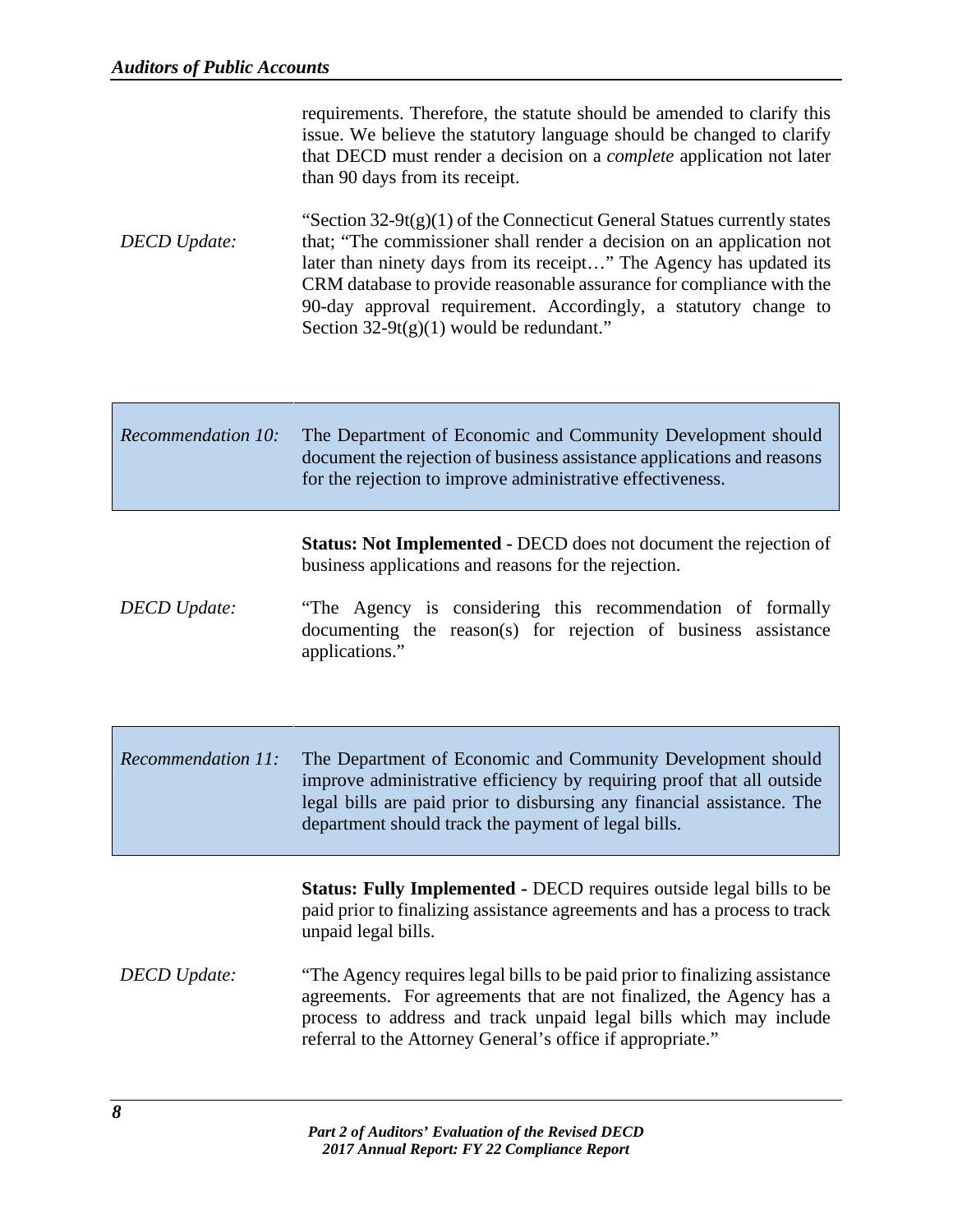requirements. Therefore, the statute should be amended to clarify this issue. We believe the statutory language should be changed to clarify that DECD must render a decision on a *complete* application not later than 90 days from its receipt.

*DECD Update:* "Section 32-9t(g)(1) of the Connecticut General Statues currently states that; "The commissioner shall render a decision on an application not later than ninety days from its receipt…" The Agency has updated its CRM database to provide reasonable assurance for compliance with the 90-day approval requirement. Accordingly, a statutory change to Section 32-9t(g)(1) would be redundant."

*Recommendation 10:* The Department of Economic and Community Development should document the rejection of business assistance applications and reasons for the rejection to improve administrative effectiveness.

**Status: Not Implemented -** DECD does not document the rejection of business applications and reasons for the rejection.

*DECD Update:* "The Agency is considering this recommendation of formally documenting the reason(s) for rejection of business assistance applications."

*Recommendation 11:* The Department of Economic and Community Development should improve administrative efficiency by requiring proof that all outside legal bills are paid prior to disbursing any financial assistance. The department should track the payment of legal bills.

**Status: Fully Implemented -** DECD requires outside legal bills to be paid prior to finalizing assistance agreements and has a process to track unpaid legal bills.

*DECD Update:* "The Agency requires legal bills to be paid prior to finalizing assistance agreements. For agreements that are not finalized, the Agency has a process to address and track unpaid legal bills which may include referral to the Attorney General's office if appropriate."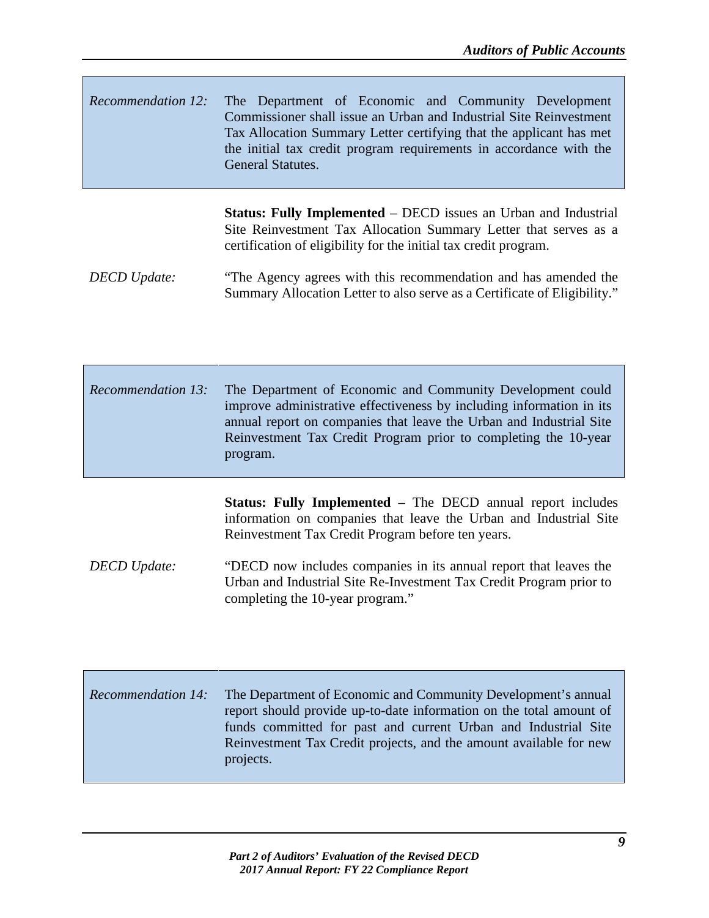*Recommendation 12:* The Department of Economic and Community Development Commissioner shall issue an Urban and Industrial Site Reinvestment Tax Allocation Summary Letter certifying that the applicant has met the initial tax credit program requirements in accordance with the General Statutes.

**Status: Fully Implemented** – DECD issues an Urban and Industrial Site Reinvestment Tax Allocation Summary Letter that serves as a certification of eligibility for the initial tax credit program.

*DECD Update:* "The Agency agrees with this recommendation and has amended the Summary Allocation Letter to also serve as a Certificate of Eligibility."

*Recommendation 13:* The Department of Economic and Community Development could improve administrative effectiveness by including information in its annual report on companies that leave the Urban and Industrial Site Reinvestment Tax Credit Program prior to completing the 10-year program.

**Status: Fully Implemented –** The DECD annual report includes information on companies that leave the Urban and Industrial Site Reinvestment Tax Credit Program before ten years.

*DECD Update:* "DECD now includes companies in its annual report that leaves the Urban and Industrial Site Re-Investment Tax Credit Program prior to completing the 10-year program."

*Recommendation 14:* The Department of Economic and Community Development's annual report should provide up-to-date information on the total amount of funds committed for past and current Urban and Industrial Site Reinvestment Tax Credit projects, and the amount available for new projects.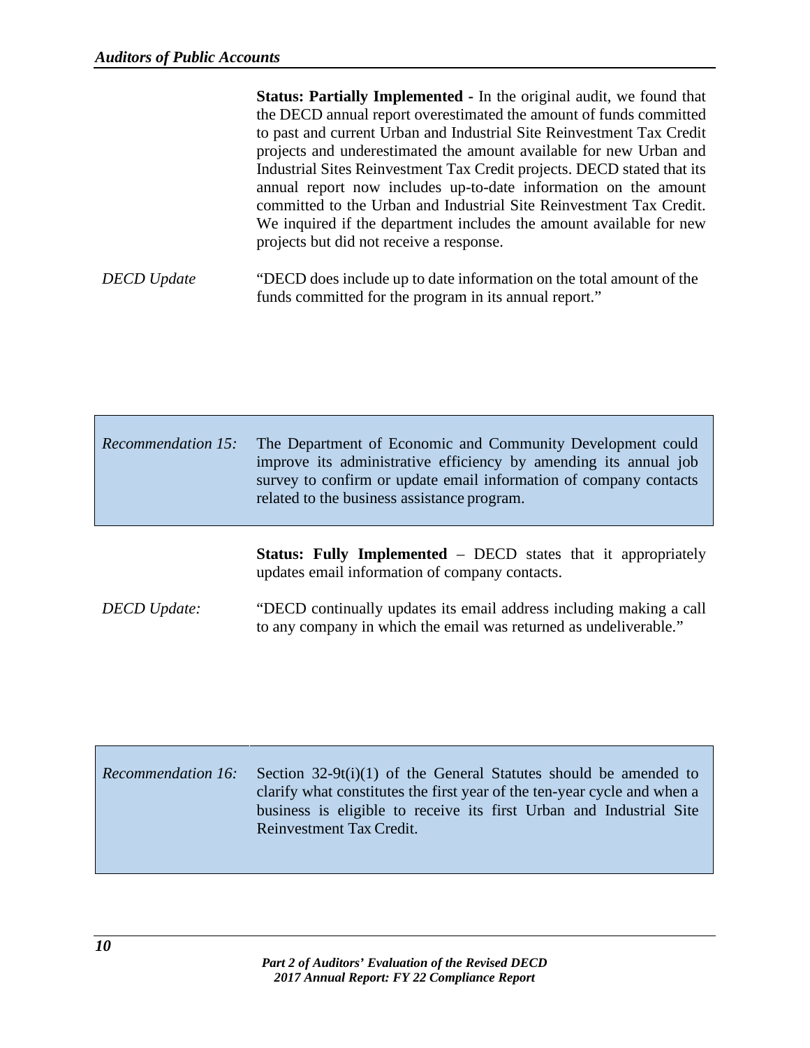**Status: Partially Implemented -** In the original audit, we found that the DECD annual report overestimated the amount of funds committed to past and current Urban and Industrial Site Reinvestment Tax Credit projects and underestimated the amount available for new Urban and Industrial Sites Reinvestment Tax Credit projects. DECD stated that its annual report now includes up-to-date information on the amount committed to the Urban and Industrial Site Reinvestment Tax Credit. We inquired if the department includes the amount available for new projects but did not receive a response.

*DECD Update* "DECD does include up to date information on the total amount of the funds committed for the program in its annual report."

*Recommendation 15:* The Department of Economic and Community Development could improve its administrative efficiency by amending its annual job survey to confirm or update email information of company contacts related to the business assistance program.

**Status: Fully Implemented** – DECD states that it appropriately updates email information of company contacts.

*DECD Update:* "DECD continually updates its email address including making a call to any company in which the email was returned as undeliverable."

*Recommendation 16:* Section 32-9t(i)(1) of the General Statutes should be amended to clarify what constitutes the first year of the ten-year cycle and when a business is eligible to receive its first Urban and Industrial Site Reinvestment Tax Credit.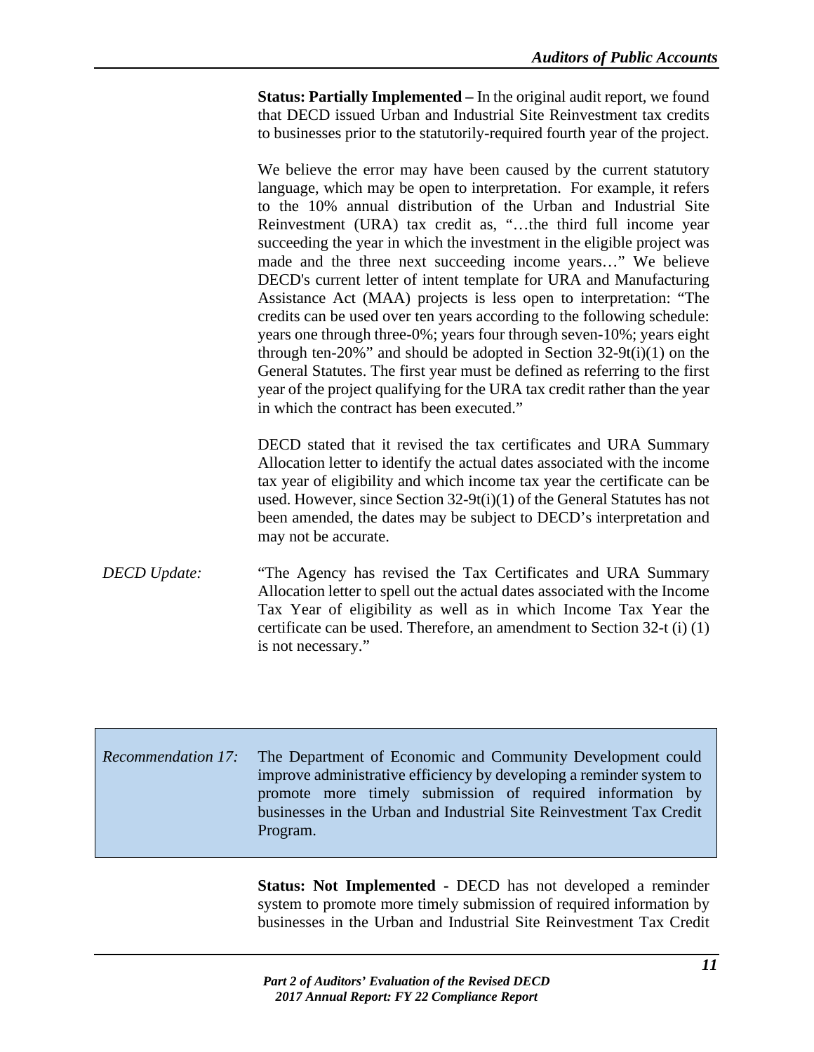**Status: Partially Implemented –** In the original audit report, we found that DECD issued Urban and Industrial Site Reinvestment tax credits to businesses prior to the statutorily-required fourth year of the project.

We believe the error may have been caused by the current statutory language, which may be open to interpretation. For example, it refers to the 10% annual distribution of the Urban and Industrial Site Reinvestment (URA) tax credit as, "…the third full income year succeeding the year in which the investment in the eligible project was made and the three next succeeding income years…" We believe DECD's current letter of intent template for URA and Manufacturing Assistance Act (MAA) projects is less open to interpretation: "The credits can be used over ten years according to the following schedule: years one through three-0%; years four through seven-10%; years eight through ten-20%" and should be adopted in Section 32-9t(i)(1) on the General Statutes. The first year must be defined as referring to the first year of the project qualifying for the URA tax credit rather than the year in which the contract has been executed."

DECD stated that it revised the tax certificates and URA Summary Allocation letter to identify the actual dates associated with the income tax year of eligibility and which income tax year the certificate can be used. However, since Section 32-9t(i)(1) of the General Statutes has not been amended, the dates may be subject to DECD's interpretation and may not be accurate.

*DECD Update:* "The Agency has revised the Tax Certificates and URA Summary Allocation letter to spell out the actual dates associated with the Income Tax Year of eligibility as well as in which Income Tax Year the certificate can be used. Therefore, an amendment to Section 32-t (i) (1) is not necessary."

*Recommendation 17:* The Department of Economic and Community Development could improve administrative efficiency by developing a reminder system to promote more timely submission of required information by businesses in the Urban and Industrial Site Reinvestment Tax Credit Program.

**Status: Not Implemented -** DECD has not developed a reminder system to promote more timely submission of required information by businesses in the Urban and Industrial Site Reinvestment Tax Credit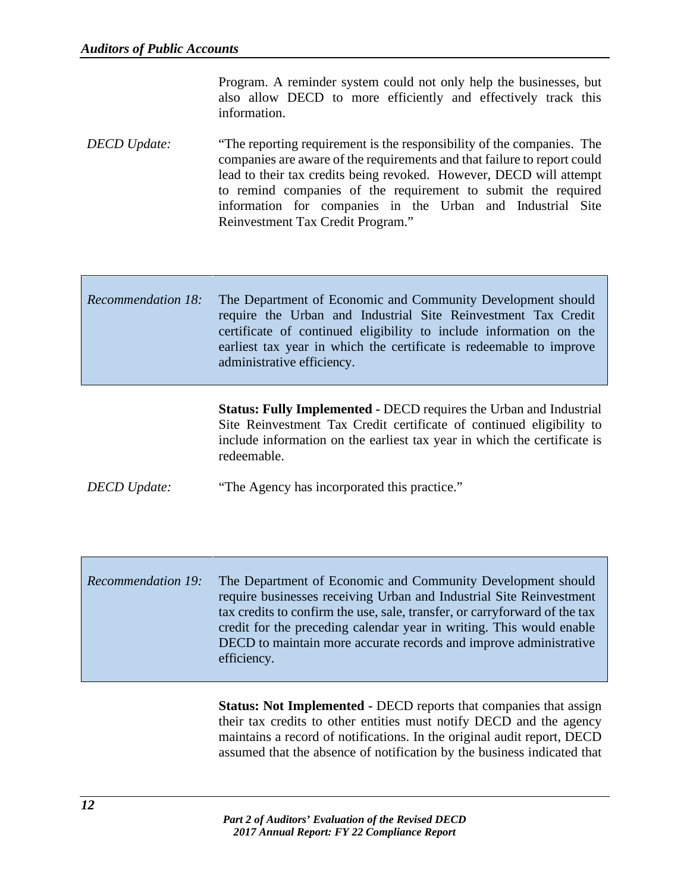Program. A reminder system could not only help the businesses, but also allow DECD to more efficiently and effectively track this information.

*DECD Update:* "The reporting requirement is the responsibility of the companies. The companies are aware of the requirements and that failure to report could lead to their tax credits being revoked. However, DECD will attempt to remind companies of the requirement to submit the required information for companies in the Urban and Industrial Site Reinvestment Tax Credit Program."

*Recommendation 18:* The Department of Economic and Community Development should require the Urban and Industrial Site Reinvestment Tax Credit certificate of continued eligibility to include information on the earliest tax year in which the certificate is redeemable to improve administrative efficiency.

**Status: Fully Implemented -** DECD requires the Urban and Industrial Site Reinvestment Tax Credit certificate of continued eligibility to include information on the earliest tax year in which the certificate is redeemable.

*DECD Update:* "The Agency has incorporated this practice."

*Recommendation 19:* The Department of Economic and Community Development should require businesses receiving Urban and Industrial Site Reinvestment tax credits to confirm the use, sale, transfer, or carryforward of the tax credit for the preceding calendar year in writing. This would enable DECD to maintain more accurate records and improve administrative efficiency.

**Status: Not Implemented -** DECD reports that companies that assign their tax credits to other entities must notify DECD and the agency maintains a record of notifications. In the original audit report, DECD assumed that the absence of notification by the business indicated that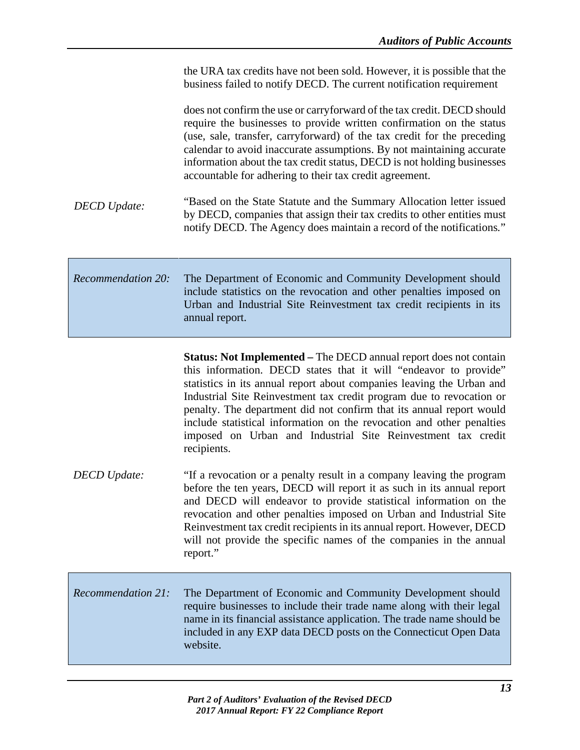the URA tax credits have not been sold. However, it is possible that the business failed to notify DECD. The current notification requirement

does not confirm the use or carryforward of the tax credit. DECD should require the businesses to provide written confirmation on the status (use, sale, transfer, carryforward) of the tax credit for the preceding calendar to avoid inaccurate assumptions. By not maintaining accurate information about the tax credit status, DECD is not holding businesses accountable for adhering to their tax credit agreement.

*DECD Update:* "Based on the State Statute and the Summary Allocation letter issued by DECD, companies that assign their tax credits to other entities must notify DECD. The Agency does maintain a record of the notifications."

*Recommendation 20:* The Department of Economic and Community Development should include statistics on the revocation and other penalties imposed on Urban and Industrial Site Reinvestment tax credit recipients in its annual report.

**Status: Not Implemented –** The DECD annual report does not contain this information. DECD states that it will "endeavor to provide" statistics in its annual report about companies leaving the Urban and Industrial Site Reinvestment tax credit program due to revocation or penalty. The department did not confirm that its annual report would include statistical information on the revocation and other penalties imposed on Urban and Industrial Site Reinvestment tax credit recipients.

*DECD Update:* "If a revocation or a penalty result in a company leaving the program before the ten years, DECD will report it as such in its annual report and DECD will endeavor to provide statistical information on the revocation and other penalties imposed on Urban and Industrial Site Reinvestment tax credit recipients in its annual report. However, DECD will not provide the specific names of the companies in the annual report."

*Recommendation 21:* The Department of Economic and Community Development should require businesses to include their trade name along with their legal name in its financial assistance application. The trade name should be included in any EXP data DECD posts on the Connecticut Open Data website.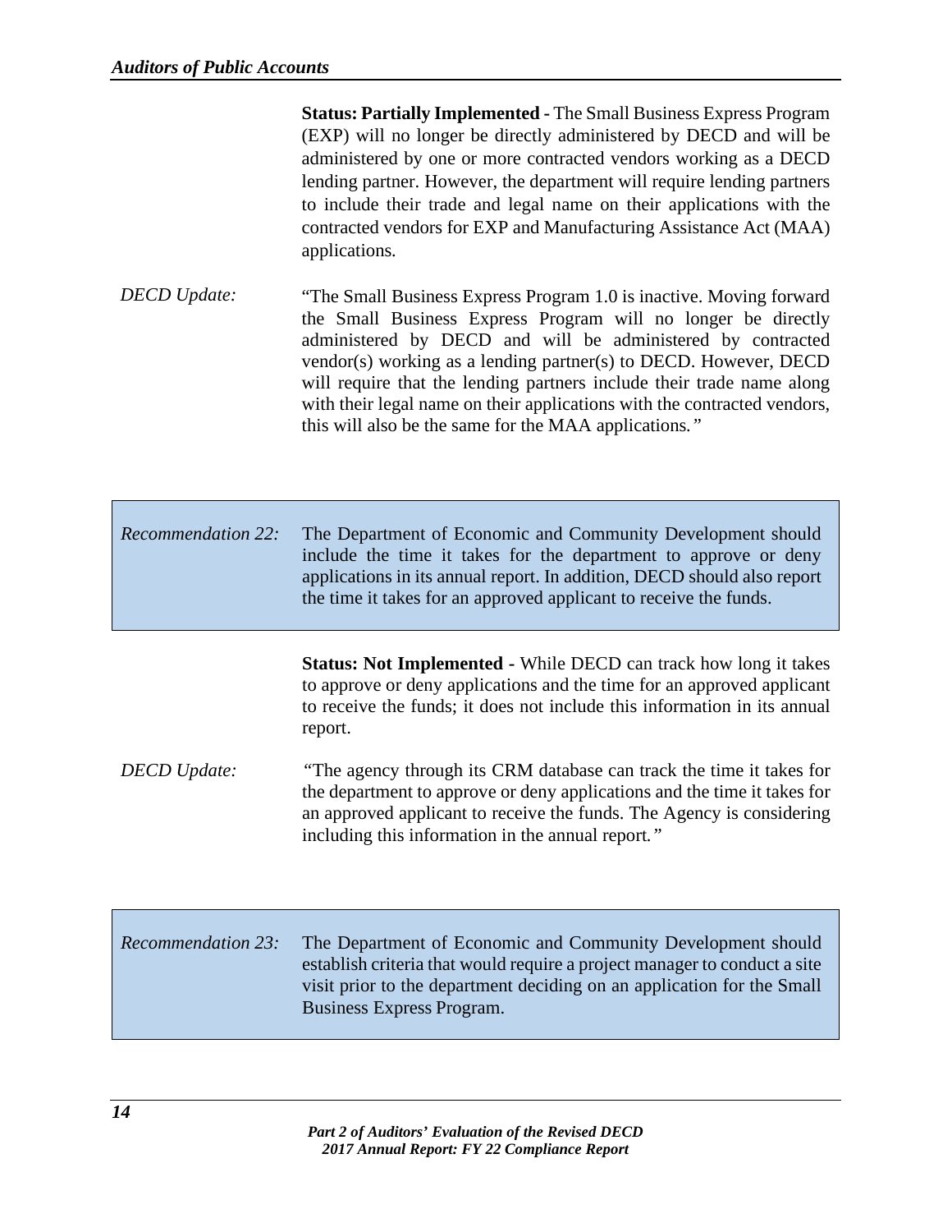**Status: Partially Implemented -** The Small Business Express Program (EXP) will no longer be directly administered by DECD and will be administered by one or more contracted vendors working as a DECD lending partner. However, the department will require lending partners to include their trade and legal name on their applications with the contracted vendors for EXP and Manufacturing Assistance Act (MAA) applications.

*DECD Update:* "The Small Business Express Program 1.0 is inactive. Moving forward the Small Business Express Program will no longer be directly administered by DECD and will be administered by contracted vendor(s) working as a lending partner(s) to DECD. However, DECD will require that the lending partners include their trade name along with their legal name on their applications with the contracted vendors, this will also be the same for the MAA applications."

*Recommendation 22:* The Department of Economic and Community Development should include the time it takes for the department to approve or deny applications in its annual report. In addition, DECD should also report the time it takes for an approved applicant to receive the funds.

**Status: Not Implemented -** While DECD can track how long it takes to approve or deny applications and the time for an approved applicant to receive the funds; it does not include this information in its annual report.

*DECD Update:* "The agency through its CRM database can track the time it takes for the department to approve or deny applications and the time it takes for an approved applicant to receive the funds. The Agency is considering including this information in the annual report."

*Recommendation 23:* The Department of Economic and Community Development should establish criteria that would require a project manager to conduct a site visit prior to the department deciding on an application for the Small Business Express Program.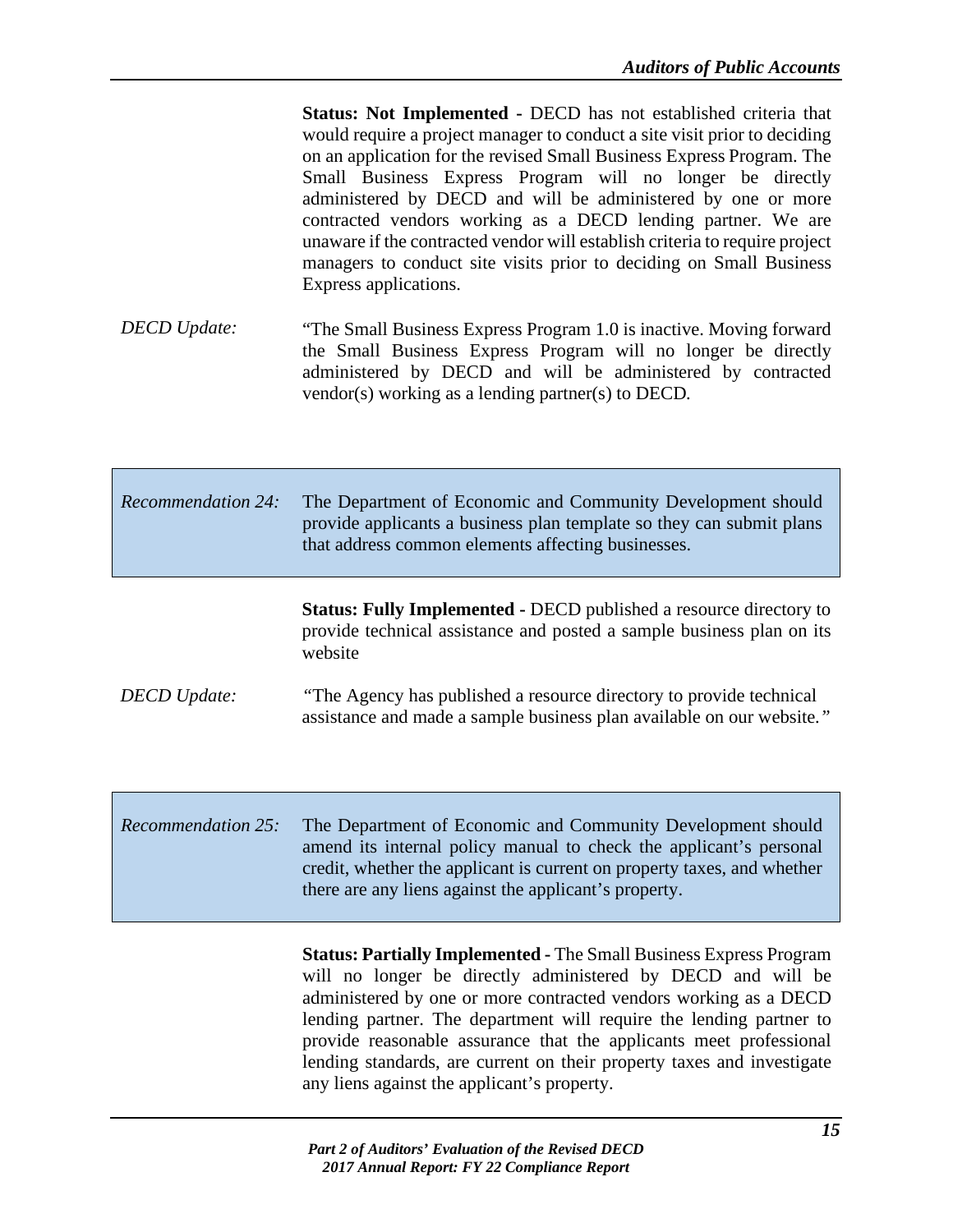**Status: Not Implemented -** DECD has not established criteria that would require a project manager to conduct a site visit prior to deciding on an application for the revised Small Business Express Program. The Small Business Express Program will no longer be directly administered by DECD and will be administered by one or more contracted vendors working as a DECD lending partner. We are unaware if the contracted vendor will establish criteria to require project managers to conduct site visits prior to deciding on Small Business Express applications.

*DECD Update:* "The Small Business Express Program 1.0 is inactive. Moving forward the Small Business Express Program will no longer be directly administered by DECD and will be administered by contracted vendor(s) working as a lending partner(s) to DECD.

*Recommendation 24:* The Department of Economic and Community Development should provide applicants a business plan template so they can submit plans that address common elements affecting businesses.

**Status: Fully Implemented -** DECD published a resource directory to provide technical assistance and posted a sample business plan on its website

*DECD Update:* "The Agency has published a resource directory to provide technical assistance and made a sample business plan available on our website."

*Recommendation 25:* The Department of Economic and Community Development should amend its internal policy manual to check the applicant's personal credit, whether the applicant is current on property taxes, and whether there are any liens against the applicant's property.

**Status: Partially Implemented -** The Small Business Express Program will no longer be directly administered by DECD and will be administered by one or more contracted vendors working as a DECD lending partner. The department will require the lending partner to provide reasonable assurance that the applicants meet professional lending standards, are current on their property taxes and investigate any liens against the applicant's property.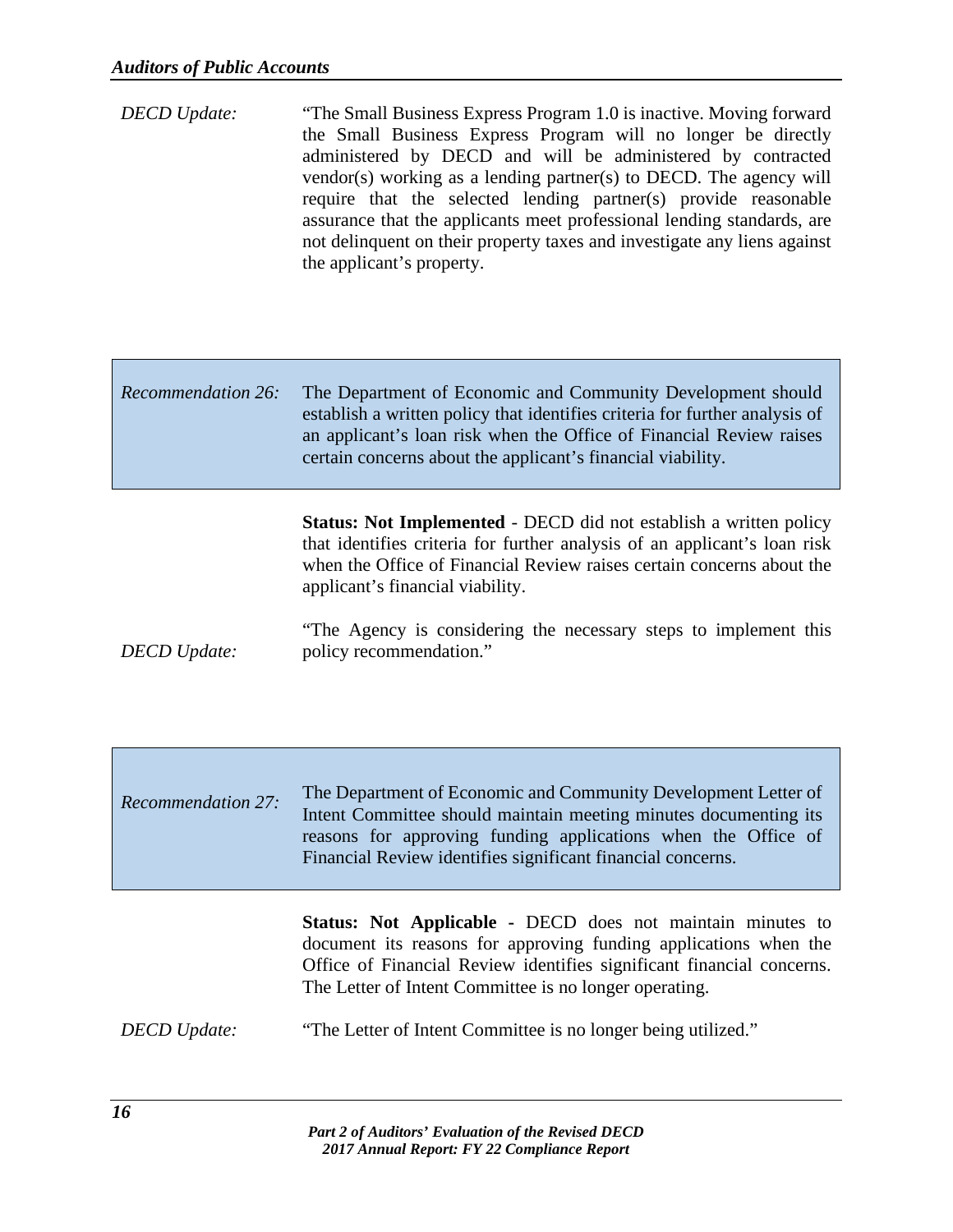*DECD Update:* "The Small Business Express Program 1.0 is inactive. Moving forward the Small Business Express Program will no longer be directly administered by DECD and will be administered by contracted vendor(s) working as a lending partner(s) to DECD. The agency will require that the selected lending partner(s) provide reasonable assurance that the applicants meet professional lending standards, are not delinquent on their property taxes and investigate any liens against the applicant's property.

*Recommendation 26:* The Department of Economic and Community Development should establish a written policy that identifies criteria for further analysis of an applicant's loan risk when the Office of Financial Review raises certain concerns about the applicant's financial viability.

**Status: Not Implemented** - DECD did not establish a written policy that identifies criteria for further analysis of an applicant's loan risk when the Office of Financial Review raises certain concerns about the applicant's financial viability.

*DECD Update:* "The Agency is considering the necessary steps to implement this policy recommendation."

*Recommendation 27:* The Department of Economic and Community Development Letter of Intent Committee should maintain meeting minutes documenting its reasons for approving funding applications when the Office of Financial Review identifies significant financial concerns.

**Status: Not Applicable -** DECD does not maintain minutes to document its reasons for approving funding applications when the Office of Financial Review identifies significant financial concerns. The Letter of Intent Committee is no longer operating.

*DECD Update:* "The Letter of Intent Committee is no longer being utilized."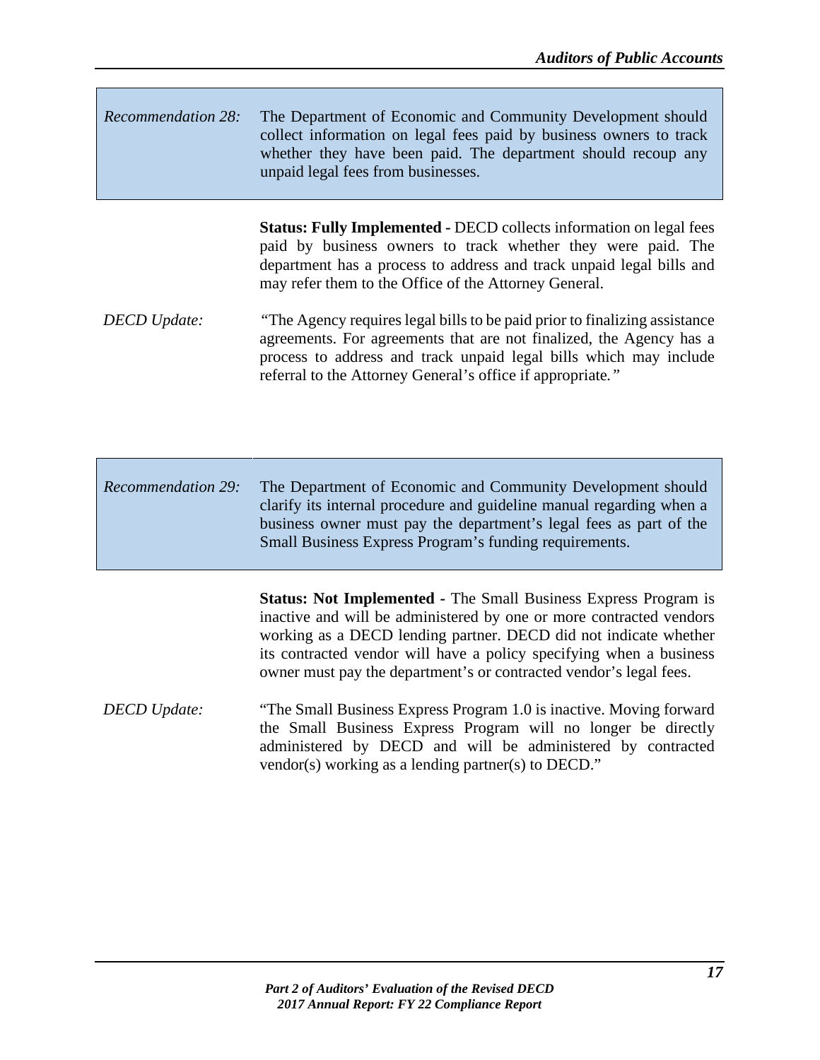*Recommendation 28:* The Department of Economic and Community Development should collect information on legal fees paid by business owners to track whether they have been paid. The department should recoup any unpaid legal fees from businesses.

**Status: Fully Implemented -** DECD collects information on legal fees paid by business owners to track whether they were paid. The department has a process to address and track unpaid legal bills and may refer them to the Office of the Attorney General.

*DECD Update:* "The Agency requires legal bills to be paid prior to finalizing assistance agreements. For agreements that are not finalized, the Agency has a process to address and track unpaid legal bills which may include referral to the Attorney General's office if appropriate."

*Recommendation 29:* The Department of Economic and Community Development should clarify its internal procedure and guideline manual regarding when a business owner must pay the department's legal fees as part of the Small Business Express Program's funding requirements.

**Status: Not Implemented -** The Small Business Express Program is inactive and will be administered by one or more contracted vendors working as a DECD lending partner. DECD did not indicate whether its contracted vendor will have a policy specifying when a business owner must pay the department's or contracted vendor's legal fees.

*DECD Update:* "The Small Business Express Program 1.0 is inactive. Moving forward the Small Business Express Program will no longer be directly administered by DECD and will be administered by contracted vendor(s) working as a lending partner(s) to DECD."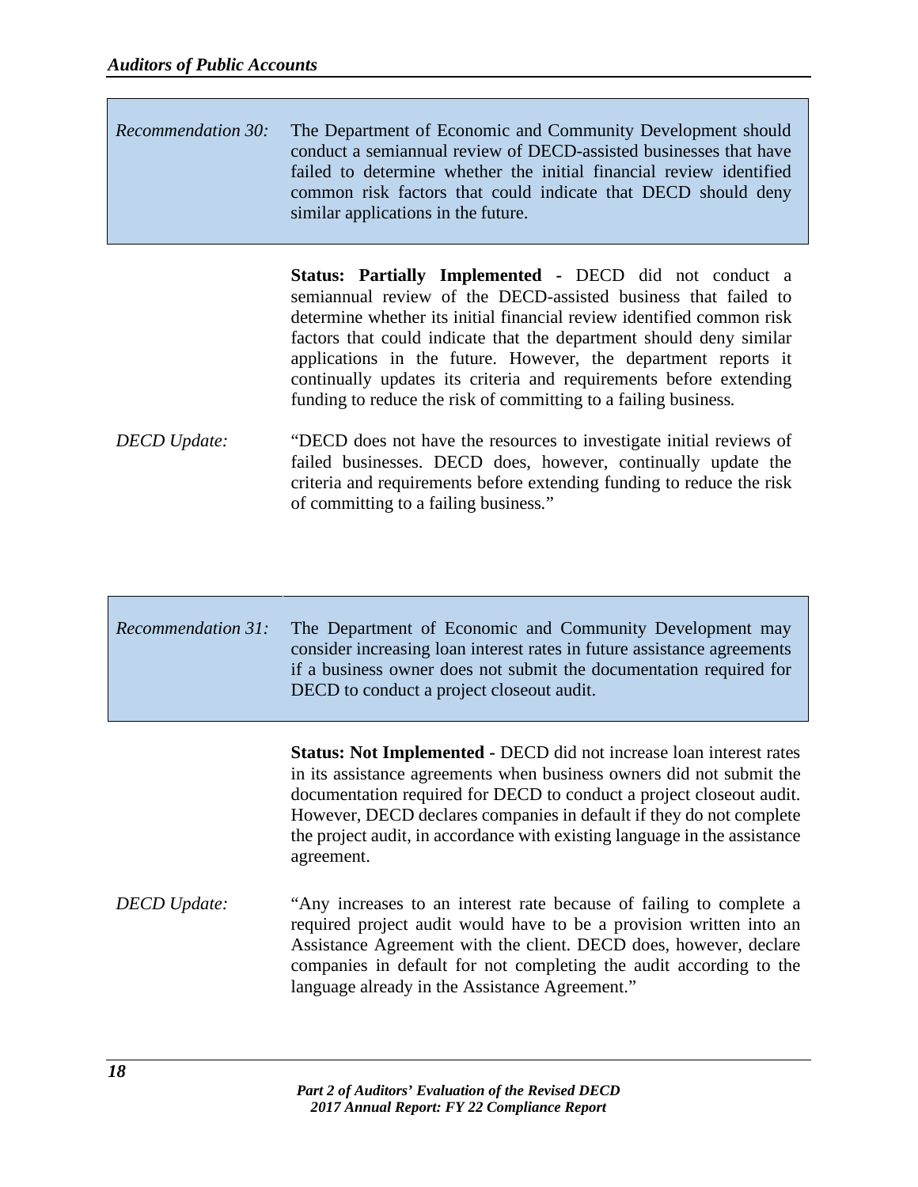*Recommendation 30:* The Department of Economic and Community Development should conduct a semiannual review of DECD-assisted businesses that have failed to determine whether the initial financial review identified common risk factors that could indicate that DECD should deny similar applications in the future.

**Status: Partially Implemented -** DECD did not conduct a semiannual review of the DECD-assisted business that failed to determine whether its initial financial review identified common risk factors that could indicate that the department should deny similar applications in the future. However, the department reports it continually updates its criteria and requirements before extending funding to reduce the risk of committing to a failing business.

*DECD Update:* "DECD does not have the resources to investigate initial reviews of failed businesses. DECD does, however, continually update the criteria and requirements before extending funding to reduce the risk of committing to a failing business."

*Recommendation 31:* The Department of Economic and Community Development may consider increasing loan interest rates in future assistance agreements if a business owner does not submit the documentation required for DECD to conduct a project closeout audit.

**Status: Not Implemented -** DECD did not increase loan interest rates in its assistance agreements when business owners did not submit the documentation required for DECD to conduct a project closeout audit. However, DECD declares companies in default if they do not complete the project audit, in accordance with existing language in the assistance agreement.

*DECD Update:* "Any increases to an interest rate because of failing to complete a required project audit would have to be a provision written into an Assistance Agreement with the client. DECD does, however, declare companies in default for not completing the audit according to the language already in the Assistance Agreement."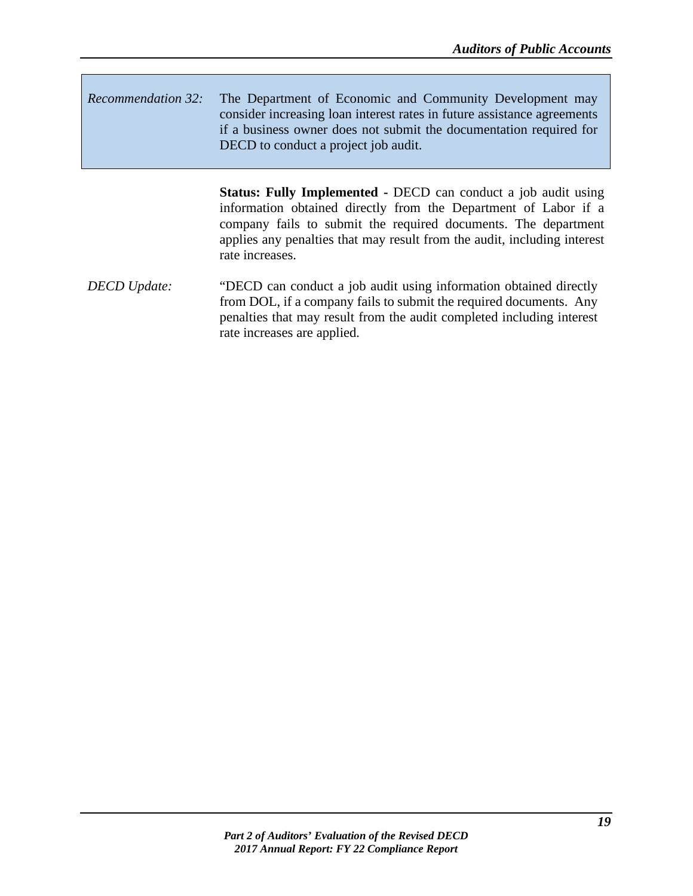*Recommendation 32:* The Department of Economic and Community Development may consider increasing loan interest rates in future assistance agreements if a business owner does not submit the documentation required for DECD to conduct a project job audit.

**Status: Fully Implemented -** DECD can conduct a job audit using information obtained directly from the Department of Labor if a company fails to submit the required documents. The department applies any penalties that may result from the audit, including interest rate increases.

*DECD Update:* "DECD can conduct a job audit using information obtained directly from DOL, if a company fails to submit the required documents. Any penalties that may result from the audit completed including interest rate increases are applied.